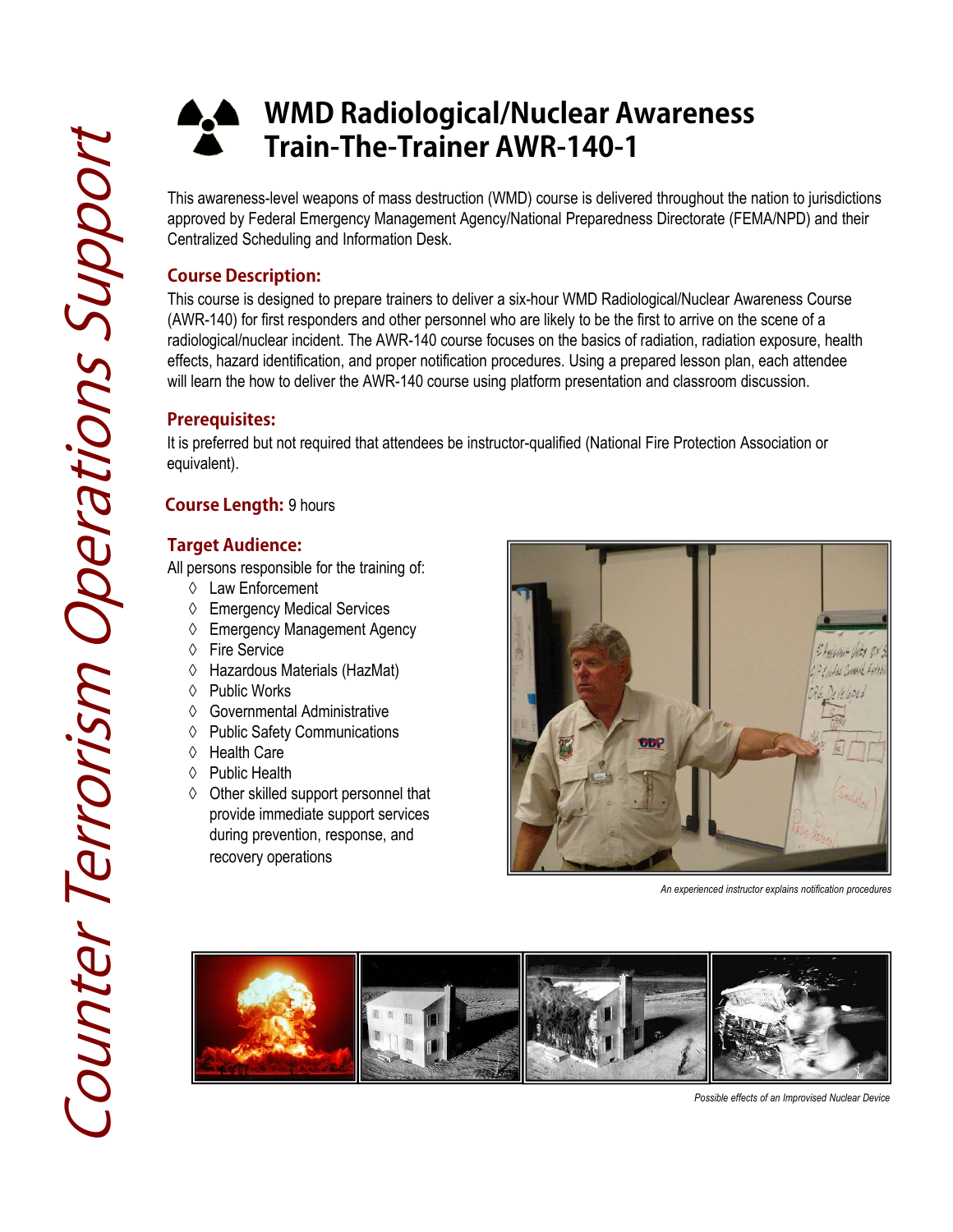Counter Terrorism Operations Support

# WMD Radiological/Nuclear Awareness Train-The-Trainer AWR-140-1

This awareness-level weapons of mass destruction (WMD) course is delivered throughout the nation to jurisdictions approved by Federal Emergency Management Agency/National Preparedness Directorate (FEMA/NPD) and their Centralized Scheduling and Information Desk.

## Course Description:

This course is designed to prepare trainers to deliver a six-hour WMD Radiological/Nuclear Awareness Course (AWR-140) for first responders and other personnel who are likely to be the first to arrive on the scene of a radiological/nuclear incident. The AWR-140 course focuses on the basics of radiation, radiation exposure, health effects, hazard identification, and proper notification procedures. Using a prepared lesson plan, each attendee will learn the how to deliver the AWR-140 course using platform presentation and classroom discussion.

## Prerequisites:

It is preferred but not required that attendees be instructor-qualified (National Fire Protection Association or equivalent).

**Course Length:** 9 hours

## Target Audience:

All persons responsible for the training of:

- Law Enforcement
- Emergency Medical Services
- Emergency Management Agency
- Fire Service
- Hazardous Materials (HazMat)
- Public Works
- Governmental Administrative
- Public Safety Communications
- Health Care
- Public Health
- Other skilled support personnel that provide immediate support services during prevention, response, and recovery operations

*An experienced instructor explains notification procedures*

*Possible effects of an Improvised Nuclear Device*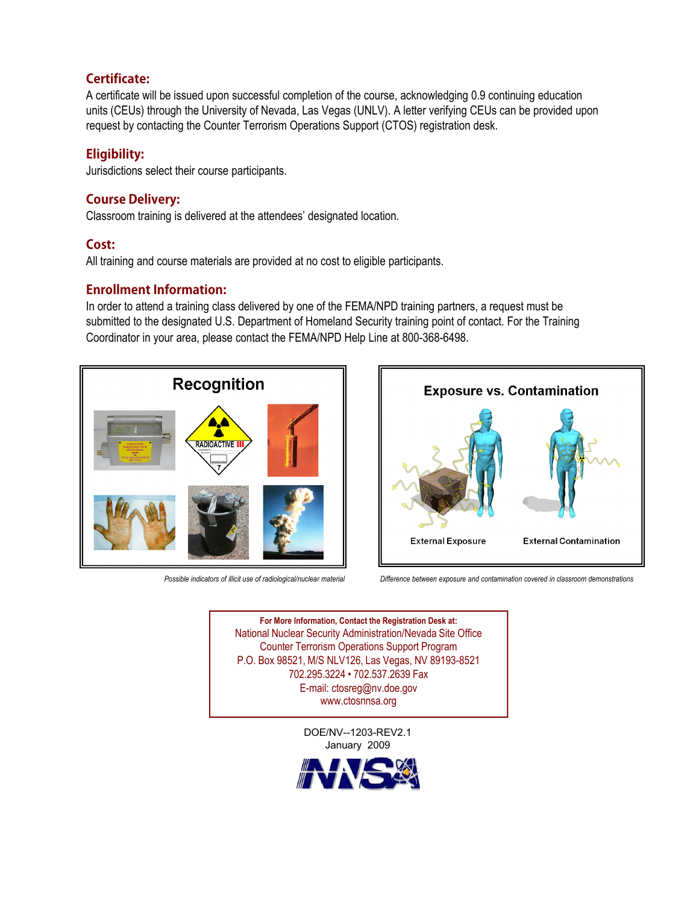## Certificate:

A certificate will be issued upon successful completion of the course, acknowledging 0.9 continuing education units (CEUs) through the University of Nevada, Las Vegas (UNLV). A letter verifying CEUs can be provided upon request by contacting the Counter Terrorism Operations Support (CTOS) registration desk.

## Eligibility:

Jurisdictions select their course participants.

## Course Delivery:

Classroom training is delivered at the attendees' designated location.

## Cost:

All training and course materials are provided at no cost to eligible participants.

## Enrollment Information:

In order to attend a training class delivered by one of the FEMA/NPD training partners, a request must be submitted to the designated U.S. Department of Homeland Security training point of contact. For the Training Coordinator in your area, please contact the FEMA/NPD Help Line at 800-368-6498.

Recognition

*Possible indicators of illicit use of radiological/nuclear material*

Exposure vs. Contamination

External Exposure

External Contamination

*Difference between exposure and contamination covered in classroom demonstrations*

**For More Information, Contact the Registration Desk at:**
National Nuclear Security Administration/Nevada Site Office
Counter Terrorism Operations Support Program
P.O. Box 98521, M/S NLV126, Las Vegas, NV 89193-8521
702.295.3224 • 702.537.2639 Fax
E-mail: ctosreg@nv.doe.gov
www.ctosnnsa.org

DOE/NV--1203-REV2.1
January 2009

NNSA